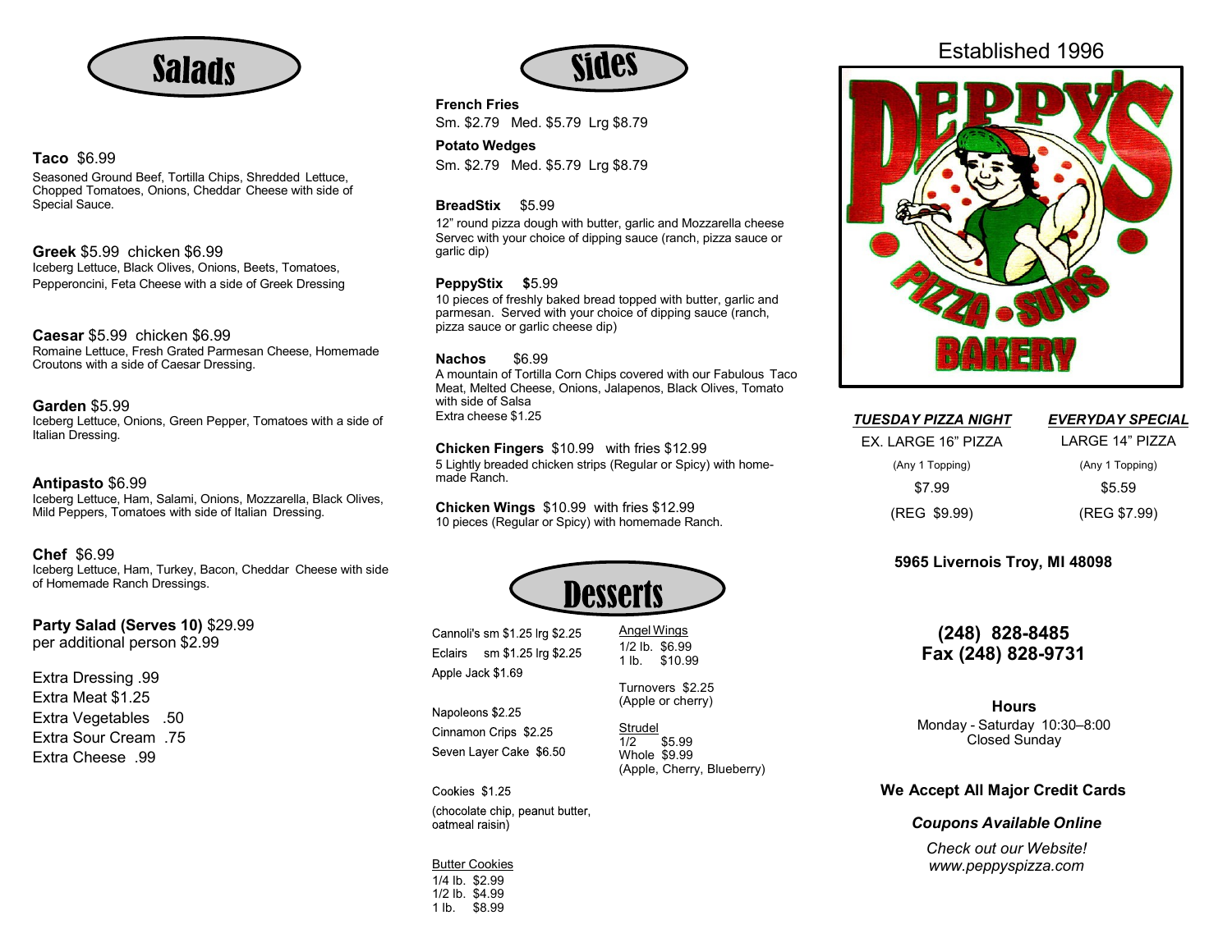## Salads

**Taco** $6.99
Seasoned Ground Beef, Tortilla Chips, Shredded Lettuce, Chopped Tomatoes, Onions, Cheddar Cheese with side of Special Sauce.

**Greek** $5.99 chicken $6.99
Iceberg Lettuce, Black Olives, Onions, Beets, Tomatoes, Pepperoncini, Feta Cheese with a side of Greek Dressing

**Caesar** $5.99 chicken $6.99
Romaine Lettuce, Fresh Grated Parmesan Cheese, Homemade Croutons with a side of Caesar Dressing.

**Garden** $5.99
Iceberg Lettuce, Onions, Green Pepper, Tomatoes with a side of Italian Dressing.

**Antipasto** $6.99
Iceberg Lettuce, Ham, Salami, Onions, Mozzarella, Black Olives, Mild Peppers, Tomatoes with side of Italian Dressing.

**Chef** $6.99
Iceberg Lettuce, Ham, Turkey, Bacon, Cheddar Cheese with side of Homemade Ranch Dressings.

**Party Salad (Serves 10)** $29.99
per additional person $2.99

Extra Dressing .99
Extra Meat $1.25
Extra Vegetables .50
Extra Sour Cream .75
Extra Cheese .99

## Sides

**French Fries**
Sm. $2.79 Med. $5.79 Lrg $8.79

**Potato Wedges**
Sm. $2.79 Med. $5.79 Lrg $8.79

**BreadStix** $5.99
12" round pizza dough with butter, garlic and Mozzarella cheese Servec with your choice of dipping sauce (ranch, pizza sauce or garlic dip)

**PeppyStix** **$**5.99
10 pieces of freshly baked bread topped with butter, garlic and parmesan. Served with your choice of dipping sauce (ranch, pizza sauce or garlic cheese dip)

**Nachos** $6.99
A mountain of Tortilla Corn Chips covered with our Fabulous Taco Meat, Melted Cheese, Onions, Jalapenos, Black Olives, Tomato with side of Salsa
Extra cheese $1.25

**Chicken Fingers** $10.99 with fries $12.99
5 Lightly breaded chicken strips (Regular or Spicy) with home-made Ranch.

**Chicken Wings** $10.99 with fries $12.99
10 pieces (Regular or Spicy) with homemade Ranch.

## Desserts

Cannoli's sm $1.25 lrg $2.25
Eclairs sm $1.25 lrg $2.25
Apple Jack $1.69

Napoleons $2.25
Cinnamon Crips $2.25
Seven Layer Cake $6.50

Cookies $1.25
(chocolate chip, peanut butter, oatmeal raisin)

Butter Cookies
1/4 lb. $2.99
1/2 lb. $4.99
1 lb. $8.99

Angel Wings
1/2 lb. $6.99
1 lb. $10.99

Turnovers $2.25
(Apple or cherry)

Strudel
1/2 $5.99
Whole $9.99
(Apple, Cherry, Blueberry)

Established 1996

PEPPY'S PIZZA • SUBS BAKERY

***TUESDAY PIZZA NIGHT***
EX. LARGE 16" PIZZA
(Any 1 Topping)
$7.99
(REG $9.99)

***EVERYDAY SPECIAL***
LARGE 14" PIZZA
(Any 1 Topping)
$5.59
(REG $7.99)

**5965 Livernois Troy, MI 48098**

**(248) 828-8485**
**Fax (248) 828-9731**

**Hours**
Monday - Saturday 10:30–8:00
Closed Sunday

**We Accept All Major Credit Cards**

***Coupons Available Online***

*Check out our Website!*
*www.peppyspizza.com*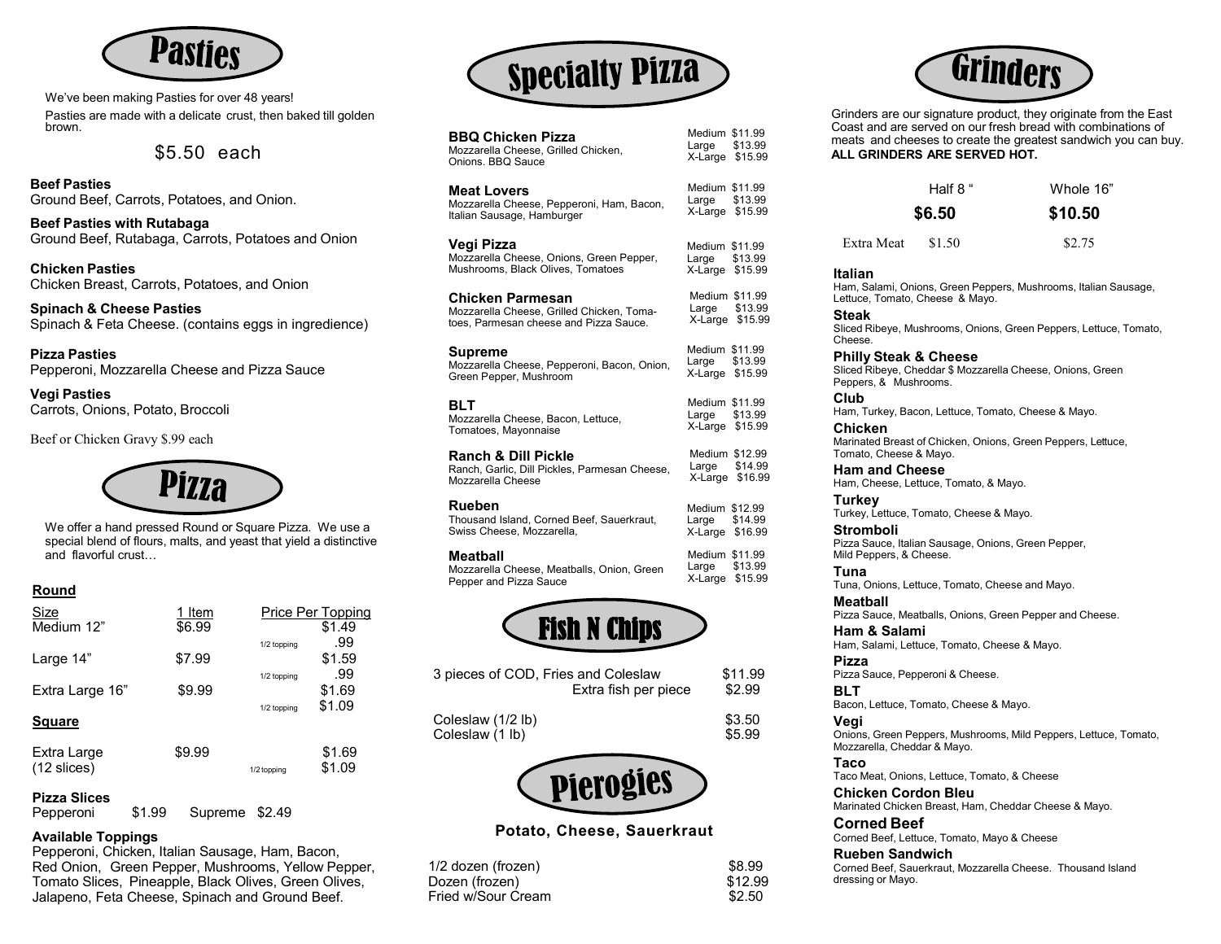# Pasties

We've been making Pasties for over 48 years!

Pasties are made with a delicate crust, then baked till golden brown.

$5.50 each

**Beef Pasties**
Ground Beef, Carrots, Potatoes, and Onion.

**Beef Pasties with Rutabaga**
Ground Beef, Rutabaga, Carrots, Potatoes and Onion

**Chicken Pasties**
Chicken Breast, Carrots, Potatoes, and Onion

**Spinach & Cheese Pasties**
Spinach & Feta Cheese. (contains eggs in ingredience)

**Pizza Pasties**
Pepperoni, Mozzarella Cheese and Pizza Sauce

**Vegi Pasties**
Carrots, Onions, Potato, Broccoli

Beef or Chicken Gravy $.99 each

# Pizza

We offer a hand pressed Round or Square Pizza. We use a special blend of flours, malts, and yeast that yield a distinctive and flavorful crust…

**Round**

| Size | 1 Item | | Price Per Topping |
|---|---|---|---|
| Medium 12" | $6.99 | | $1.49 |
| | | 1/2 topping | .99 |
| Large 14" | $7.99 | | $1.59 |
| | | 1/2 topping | .99 |
| Extra Large 16" | $9.99 | | $1.69 |
| | | 1/2 topping | $1.09 |

**Square**

| | | | |
|---|---|---|---|
| Extra Large | $9.99 | | $1.69 |
| (12 slices) | | 1/2 topping | $1.09 |

**Pizza Slices**
Pepperoni $1.99 Supreme $2.49

**Available Toppings**
Pepperoni, Chicken, Italian Sausage, Ham, Bacon, Red Onion, Green Pepper, Mushrooms, Yellow Pepper, Tomato Slices, Pineapple, Black Olives, Green Olives, Jalapeno, Feta Cheese, Spinach and Ground Beef.

# Specialty Pizza

**BBQ Chicken Pizza**
Mozzarella Cheese, Grilled Chicken, Onions. BBQ Sauce
Medium $11.99 / Large $13.99 / X-Large $15.99

**Meat Lovers**
Mozzarella Cheese, Pepperoni, Ham, Bacon, Italian Sausage, Hamburger
Medium $11.99 / Large $13.99 / X-Large $15.99

**Vegi Pizza**
Mozzarella Cheese, Onions, Green Pepper, Mushrooms, Black Olives, Tomatoes
Medium $11.99 / Large $13.99 / X-Large $15.99

**Chicken Parmesan**
Mozzarella Cheese, Grilled Chicken, Tomatoes, Parmesan cheese and Pizza Sauce.
Medium $11.99 / Large $13.99 / X-Large $15.99

**Supreme**
Mozzarella Cheese, Pepperoni, Bacon, Onion, Green Pepper, Mushroom
Medium $11.99 / Large $13.99 / X-Large $15.99

**BLT**
Mozzarella Cheese, Bacon, Lettuce, Tomatoes, Mayonnaise
Medium $11.99 / Large $13.99 / X-Large $15.99

**Ranch & Dill Pickle**
Ranch, Garlic, Dill Pickles, Parmesan Cheese, Mozzarella Cheese
Medium $12.99 / Large $14.99 / X-Large $16.99

**Rueben**
Thousand Island, Corned Beef, Sauerkraut, Swiss Cheese, Mozzarella,
Medium $12.99 / Large $14.99 / X-Large $16.99

**Meatball**
Mozzarella Cheese, Meatballs, Onion, Green Pepper and Pizza Sauce
Medium $11.99 / Large $13.99 / X-Large $15.99

# Fish N Chips

| | |
|---|---|
| 3 pieces of COD, Fries and Coleslaw | $11.99 |
| Extra fish per piece | $2.99 |
| Coleslaw (1/2 lb) | $3.50 |
| Coleslaw (1 lb) | $5.99 |

# Pierogies

**Potato, Cheese, Sauerkraut**

| | |
|---|---|
| 1/2 dozen (frozen) | $8.99 |
| Dozen (frozen) | $12.99 |
| Fried w/Sour Cream | $2.50 |

# Grinders

Grinders are our signature product, they originate from the East Coast and are served on our fresh bread with combinations of meats and cheeses to create the greatest sandwich you can buy. **ALL GRINDERS ARE SERVED HOT.**

| | Half 8" | Whole 16" |
|---|---|---|
| | **$6.50** | **$10.50** |
| Extra Meat | $1.50 | $2.75 |

**Italian**
Ham, Salami, Onions, Green Peppers, Mushrooms, Italian Sausage, Lettuce, Tomato, Cheese & Mayo.

**Steak**
Sliced Ribeye, Mushrooms, Onions, Green Peppers, Lettuce, Tomato, Cheese.

**Philly Steak & Cheese**
Sliced Ribeye, Cheddar $ Mozzarella Cheese, Onions, Green Peppers, & Mushrooms.

**Club**
Ham, Turkey, Bacon, Lettuce, Tomato, Cheese & Mayo.

**Chicken**
Marinated Breast of Chicken, Onions, Green Peppers, Lettuce, Tomato, Cheese & Mayo.

**Ham and Cheese**
Ham, Cheese, Lettuce, Tomato, & Mayo.

**Turkey**
Turkey, Lettuce, Tomato, Cheese & Mayo.

**Stromboli**
Pizza Sauce, Italian Sausage, Onions, Green Pepper, Mild Peppers, & Cheese.

**Tuna**
Tuna, Onions, Lettuce, Tomato, Cheese and Mayo.

**Meatball**
Pizza Sauce, Meatballs, Onions, Green Pepper and Cheese.

**Ham & Salami**
Ham, Salami, Lettuce, Tomato, Cheese & Mayo.

**Pizza**
Pizza Sauce, Pepperoni & Cheese.

**BLT**
Bacon, Lettuce, Tomato, Cheese & Mayo.

**Vegi**
Onions, Green Peppers, Mushrooms, Mild Peppers, Lettuce, Tomato, Mozzarella, Cheddar & Mayo.

**Taco**
Taco Meat, Onions, Lettuce, Tomato, & Cheese

**Chicken Cordon Bleu**
Marinated Chicken Breast, Ham, Cheddar Cheese & Mayo.

**Corned Beef**
Corned Beef, Lettuce, Tomato, Mayo & Cheese

**Rueben Sandwich**
Corned Beef, Sauerkraut, Mozzarella Cheese. Thousand Island dressing or Mayo.